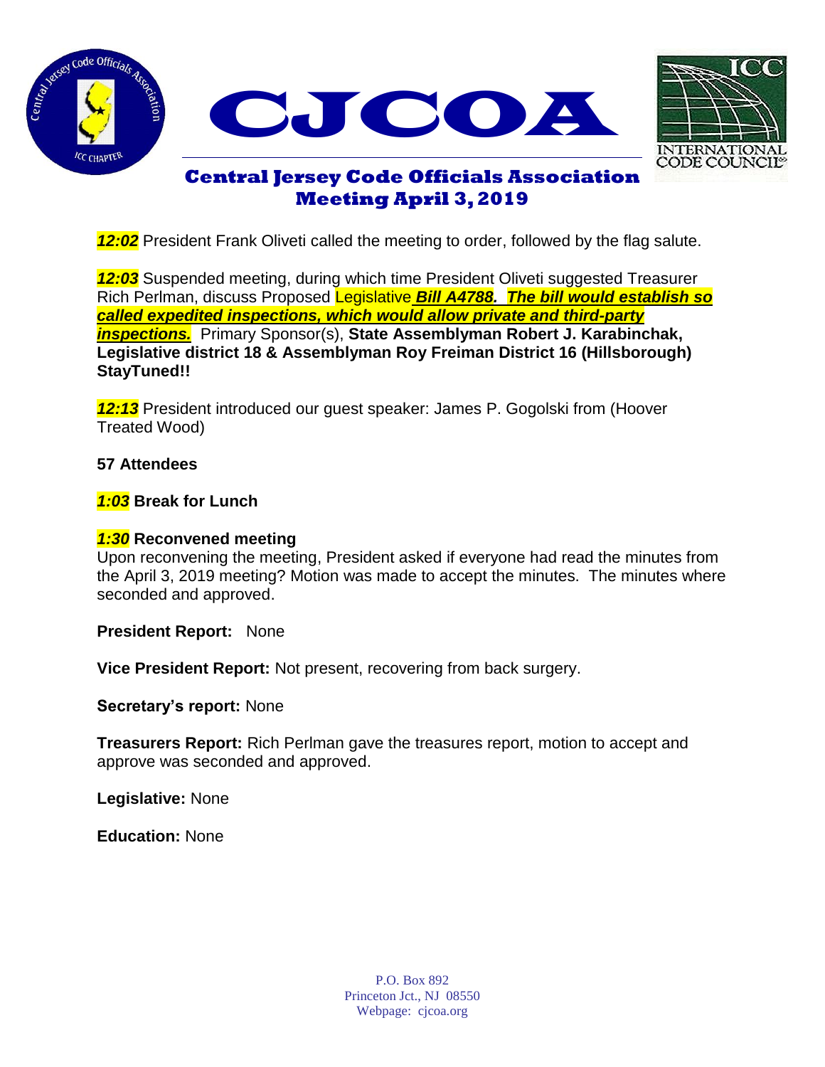# CJCOA

## Central Jersey Code Officials Association
## Meeting April 3, 2019

***12:02*** President Frank Oliveti called the meeting to order, followed by the flag salute.

***12:03*** Suspended meeting, during which time President Oliveti suggested Treasurer Rich Perlman, discuss Proposed Legislative ***Bill A4788. The bill would establish so called expedited inspections, which would allow private and third-party inspections.*** Primary Sponsor(s), **State Assemblyman Robert J. Karabinchak, Legislative district 18 & Assemblyman Roy Freiman District 16 (Hillsborough) StayTuned!!**

***12:13*** President introduced our guest speaker: James P. Gogolski from (Hoover Treated Wood)

**57 Attendees**

***1:03*** **Break for Lunch**

***1:30*** **Reconvened meeting**
Upon reconvening the meeting, President asked if everyone had read the minutes from the April 3, 2019 meeting? Motion was made to accept the minutes. The minutes where seconded and approved.

**President Report:** None

**Vice President Report:** Not present, recovering from back surgery.

**Secretary's report:** None

**Treasurers Report:** Rich Perlman gave the treasures report, motion to accept and approve was seconded and approved.

**Legislative:** None

**Education:** None

P.O. Box 892
Princeton Jct., NJ 08550
Webpage: cjcoa.org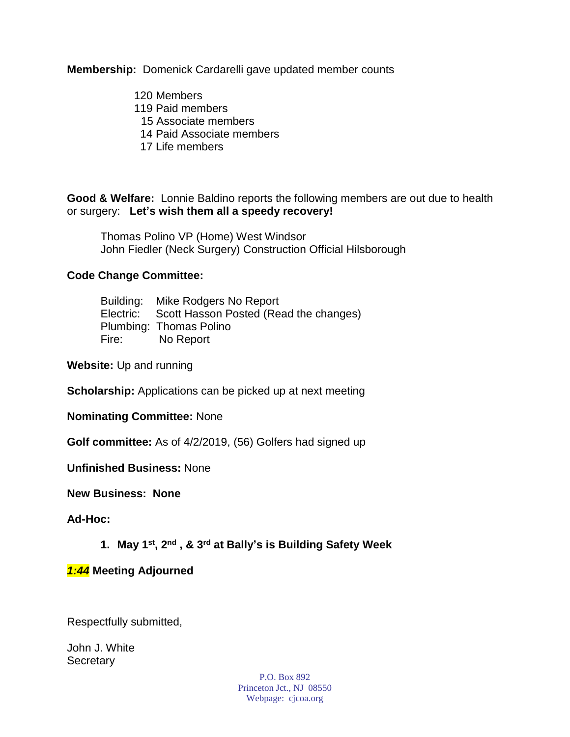**Membership:** Domenick Cardarelli gave updated member counts

120 Members
119 Paid members
15 Associate members
14 Paid Associate members
17 Life members

**Good & Welfare:** Lonnie Baldino reports the following members are out due to health or surgery: **Let's wish them all a speedy recovery!**

Thomas Polino VP (Home) West Windsor
John Fiedler (Neck Surgery) Construction Official Hilsborough

**Code Change Committee:**

Building: Mike Rodgers No Report
Electric: Scott Hasson Posted (Read the changes)
Plumbing: Thomas Polino
Fire: No Report

**Website:** Up and running

**Scholarship:** Applications can be picked up at next meeting

**Nominating Committee:** None

**Golf committee:** As of 4/2/2019, (56) Golfers had signed up

**Unfinished Business:** None

**New Business: None**

**Ad-Hoc:**

1. **May 1st, 2nd, & 3rd at Bally's is Building Safety Week**

***1:44*** **Meeting Adjourned**

Respectfully submitted,

John J. White
Secretary

P.O. Box 892
Princeton Jct., NJ 08550
Webpage: cjcoa.org